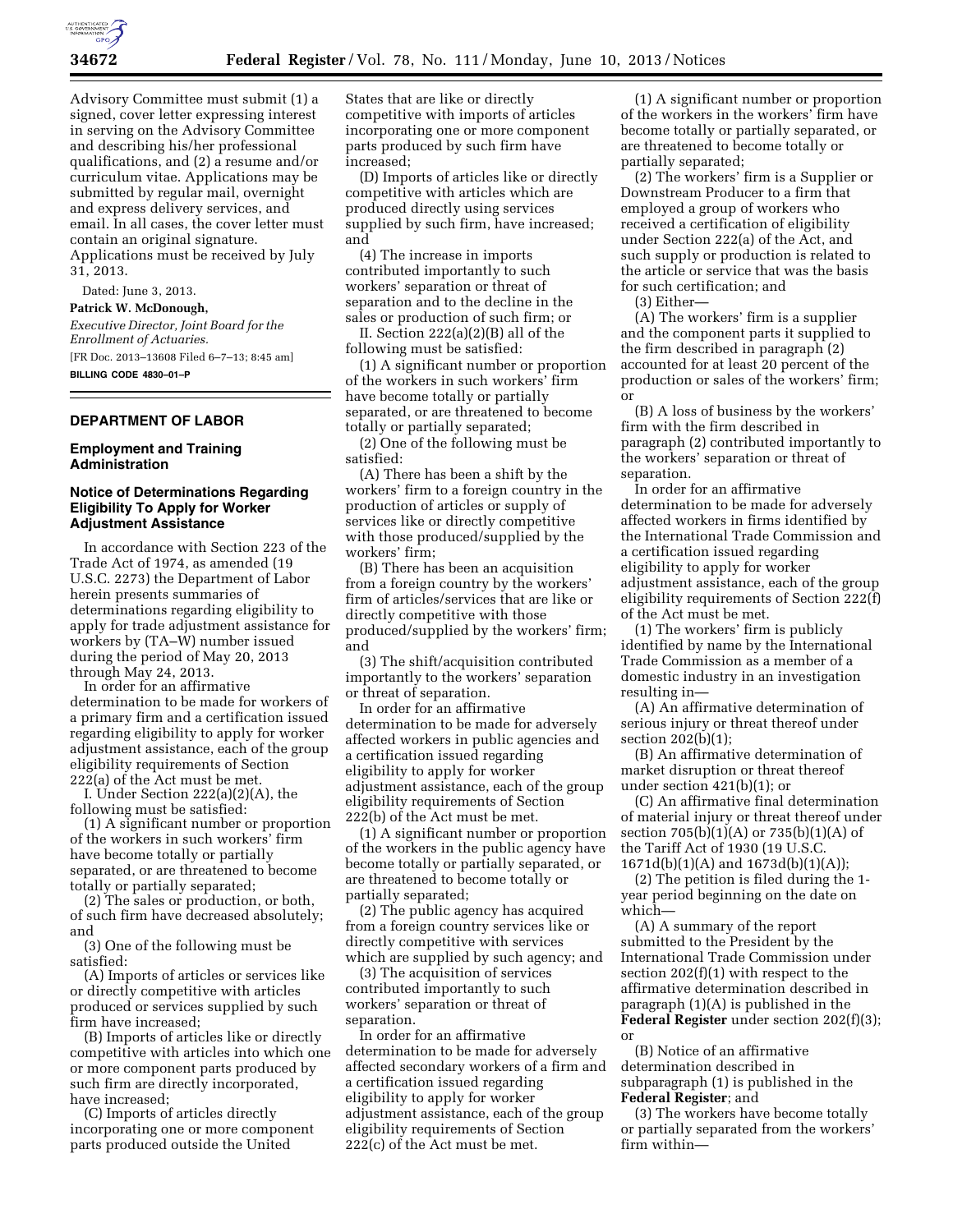Advisory Committee must submit (1) a signed, cover letter expressing interest in serving on the Advisory Committee and describing his/her professional qualifications, and (2) a resume and/or curriculum vitae. Applications may be submitted by regular mail, overnight and express delivery services, and email. In all cases, the cover letter must contain an original signature. Applications must be received by July 31, 2013.

Dated: June 3, 2013.

**Patrick W. McDonough,**

*Executive Director, Joint Board for the Enrollment of Actuaries.*

[FR Doc. 2013–13608 Filed 6–7–13; 8:45 am]

**BILLING CODE 4830–01–P**

---

## DEPARTMENT OF LABOR

### Employment and Training Administration

### Notice of Determinations Regarding Eligibility To Apply for Worker Adjustment Assistance

In accordance with Section 223 of the Trade Act of 1974, as amended (19 U.S.C. 2273) the Department of Labor herein presents summaries of determinations regarding eligibility to apply for trade adjustment assistance for workers by (TA–W) number issued during the period of May 20, 2013 through May 24, 2013.

In order for an affirmative determination to be made for workers of a primary firm and a certification issued regarding eligibility to apply for worker adjustment assistance, each of the group eligibility requirements of Section 222(a) of the Act must be met.

I. Under Section 222(a)(2)(A), the following must be satisfied:

(1) A significant number or proportion of the workers in such workers' firm have become totally or partially separated, or are threatened to become totally or partially separated;

(2) The sales or production, or both, of such firm have decreased absolutely; and

(3) One of the following must be satisfied:

(A) Imports of articles or services like or directly competitive with articles produced or services supplied by such firm have increased;

(B) Imports of articles like or directly competitive with articles into which one or more component parts produced by such firm are directly incorporated, have increased;

(C) Imports of articles directly incorporating one or more component parts produced outside the United States that are like or directly competitive with imports of articles incorporating one or more component parts produced by such firm have increased;

(D) Imports of articles like or directly competitive with articles which are produced directly using services supplied by such firm, have increased; and

(4) The increase in imports contributed importantly to such workers' separation or threat of separation and to the decline in the sales or production of such firm; or

II. Section 222(a)(2)(B) all of the following must be satisfied:

(1) A significant number or proportion of the workers in such workers' firm have become totally or partially separated, or are threatened to become totally or partially separated;

(2) One of the following must be satisfied:

(A) There has been a shift by the workers' firm to a foreign country in the production of articles or supply of services like or directly competitive with those produced/supplied by the workers' firm;

(B) There has been an acquisition from a foreign country by the workers' firm of articles/services that are like or directly competitive with those produced/supplied by the workers' firm; and

(3) The shift/acquisition contributed importantly to the workers' separation or threat of separation.

In order for an affirmative determination to be made for adversely affected workers in public agencies and a certification issued regarding eligibility to apply for worker adjustment assistance, each of the group eligibility requirements of Section 222(b) of the Act must be met.

(1) A significant number or proportion of the workers in the public agency have become totally or partially separated, or are threatened to become totally or partially separated;

(2) The public agency has acquired from a foreign country services like or directly competitive with services which are supplied by such agency; and

(3) The acquisition of services contributed importantly to such workers' separation or threat of separation.

In order for an affirmative determination to be made for adversely affected secondary workers of a firm and a certification issued regarding eligibility to apply for worker adjustment assistance, each of the group eligibility requirements of Section 222(c) of the Act must be met.

(1) A significant number or proportion of the workers in the workers' firm have become totally or partially separated, or are threatened to become totally or partially separated;

(2) The workers' firm is a Supplier or Downstream Producer to a firm that employed a group of workers who received a certification of eligibility under Section 222(a) of the Act, and such supply or production is related to the article or service that was the basis for such certification; and

(3) Either—

(A) The workers' firm is a supplier and the component parts it supplied to the firm described in paragraph (2) accounted for at least 20 percent of the production or sales of the workers' firm; or

(B) A loss of business by the workers' firm with the firm described in paragraph (2) contributed importantly to the workers' separation or threat of separation.

In order for an affirmative determination to be made for adversely affected workers in firms identified by the International Trade Commission and a certification issued regarding eligibility to apply for worker adjustment assistance, each of the group eligibility requirements of Section 222(f) of the Act must be met.

(1) The workers' firm is publicly identified by name by the International Trade Commission as a member of a domestic industry in an investigation resulting in—

(A) An affirmative determination of serious injury or threat thereof under section 202(b)(1);

(B) An affirmative determination of market disruption or threat thereof under section 421(b)(1); or

(C) An affirmative final determination of material injury or threat thereof under section 705(b)(1)(A) or 735(b)(1)(A) of the Tariff Act of 1930 (19 U.S.C. 1671d(b)(1)(A) and 1673d(b)(1)(A));

(2) The petition is filed during the 1-year period beginning on the date on which—

(A) A summary of the report submitted to the President by the International Trade Commission under section 202(f)(1) with respect to the affirmative determination described in paragraph (1)(A) is published in the **Federal Register** under section 202(f)(3); or

(B) Notice of an affirmative determination described in subparagraph (1) is published in the **Federal Register**; and

(3) The workers have become totally or partially separated from the workers' firm within—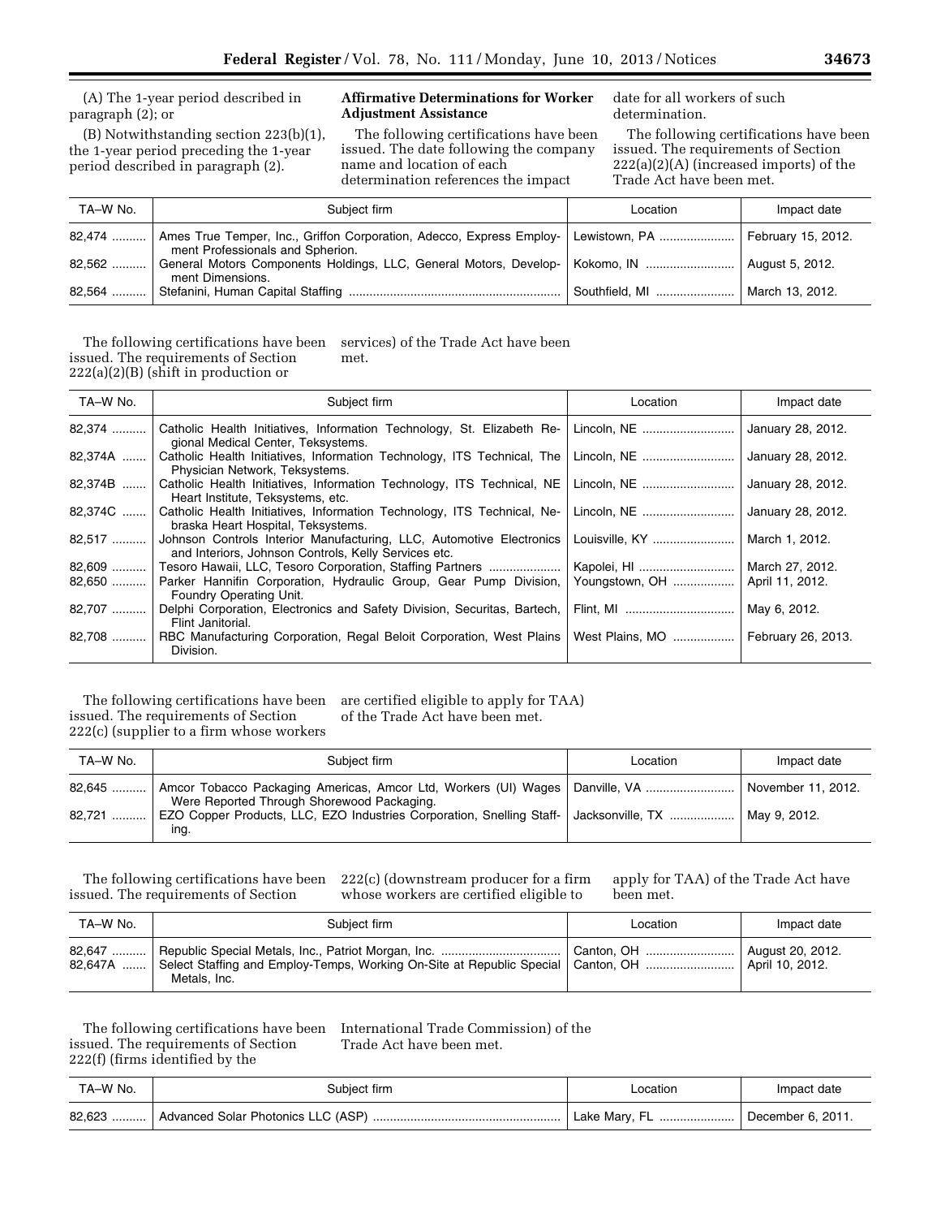(A) The 1-year period described in paragraph (2); or

(B) Notwithstanding section 223(b)(1), the 1-year period preceding the 1-year period described in paragraph (2).

**Affirmative Determinations for Worker Adjustment Assistance**

The following certifications have been issued. The date following the company name and location of each determination references the impact date for all workers of such determination.

The following certifications have been issued. The requirements of Section 222(a)(2)(A) (increased imports) of the Trade Act have been met.

| TA–W No. | Subject firm | Location | Impact date |
| --- | --- | --- | --- |
| 82,474 | Ames True Temper, Inc., Griffon Corporation, Adecco, Express Employment Professionals and Spherion. | Lewistown, PA | February 15, 2012. |
| 82,562 | General Motors Components Holdings, LLC, General Motors, Development Dimensions. | Kokomo, IN | August 5, 2012. |
| 82,564 | Stefanini, Human Capital Staffing | Southfield, MI | March 13, 2012. |

The following certifications have been issued. The requirements of Section 222(a)(2)(B) (shift in production or services) of the Trade Act have been met.

| TA–W No. | Subject firm | Location | Impact date |
| --- | --- | --- | --- |
| 82,374 | Catholic Health Initiatives, Information Technology, St. Elizabeth Regional Medical Center, Teksystems. | Lincoln, NE | January 28, 2012. |
| 82,374A | Catholic Health Initiatives, Information Technology, ITS Technical, The Physician Network, Teksystems. | Lincoln, NE | January 28, 2012. |
| 82,374B | Catholic Health Initiatives, Information Technology, ITS Technical, NE Heart Institute, Teksystems, etc. | Lincoln, NE | January 28, 2012. |
| 82,374C | Catholic Health Initiatives, Information Technology, ITS Technical, Nebraska Heart Hospital, Teksystems. | Lincoln, NE | January 28, 2012. |
| 82,517 | Johnson Controls Interior Manufacturing, LLC, Automotive Electronics and Interiors, Johnson Controls, Kelly Services etc. | Louisville, KY | March 1, 2012. |
| 82,609 | Tesoro Hawaii, LLC, Tesoro Corporation, Staffing Partners | Kapolei, HI | March 27, 2012. |
| 82,650 | Parker Hannifin Corporation, Hydraulic Group, Gear Pump Division, Foundry Operating Unit. | Youngstown, OH | April 11, 2012. |
| 82,707 | Delphi Corporation, Electronics and Safety Division, Securitas, Bartech, Flint Janitorial. | Flint, MI | May 6, 2012. |
| 82,708 | RBC Manufacturing Corporation, Regal Beloit Corporation, West Plains Division. | West Plains, MO | February 26, 2013. |

The following certifications have been issued. The requirements of Section 222(c) (supplier to a firm whose workers are certified eligible to apply for TAA) of the Trade Act have been met.

| TA–W No. | Subject firm | Location | Impact date |
| --- | --- | --- | --- |
| 82,645 | Amcor Tobacco Packaging Americas, Amcor Ltd, Workers (UI) Wages Were Reported Through Shorewood Packaging. | Danville, VA | November 11, 2012. |
| 82,721 | EZO Copper Products, LLC, EZO Industries Corporation, Snelling Staffing. | Jacksonville, TX | May 9, 2012. |

The following certifications have been issued. The requirements of Section 222(c) (downstream producer for a firm whose workers are certified eligible to apply for TAA) of the Trade Act have been met.

| TA–W No. | Subject firm | Location | Impact date |
| --- | --- | --- | --- |
| 82,647 | Republic Special Metals, Inc., Patriot Morgan, Inc. | Canton, OH | August 20, 2012. |
| 82,647A | Select Staffing and Employ-Temps, Working On-Site at Republic Special Metals, Inc. | Canton, OH | April 10, 2012. |

The following certifications have been issued. The requirements of Section 222(f) (firms identified by the International Trade Commission) of the Trade Act have been met.

| TA–W No. | Subject firm | Location | Impact date |
| --- | --- | --- | --- |
| 82,623 | Advanced Solar Photonics LLC (ASP) | Lake Mary, FL | December 6, 2011. |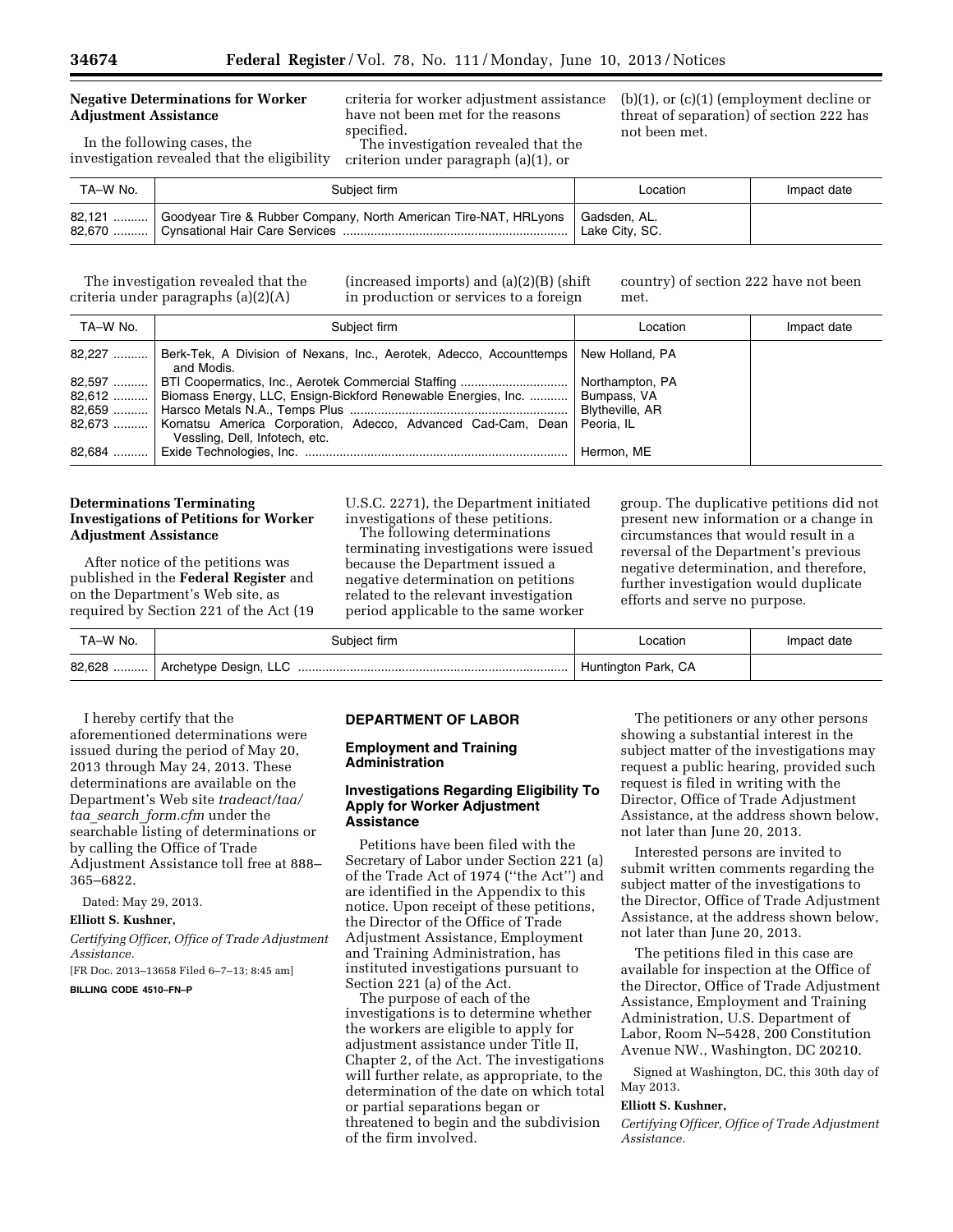### Negative Determinations for Worker Adjustment Assistance

In the following cases, the investigation revealed that the eligibility criteria for worker adjustment assistance have not been met for the reasons specified.

The investigation revealed that the criterion under paragraph (a)(1), or (b)(1), or (c)(1) (employment decline or threat of separation) of section 222 has not been met.

| TA–W No. | Subject firm | Location | Impact date |
|---|---|---|---|
| 82,121 | Goodyear Tire & Rubber Company, North American Tire-NAT, HRLyons | Gadsden, AL. | |
| 82,670 | Cynsational Hair Care Services | Lake City, SC. | |

The investigation revealed that the criteria under paragraphs (a)(2)(A) (increased imports) and (a)(2)(B) (shift in production or services to a foreign country) of section 222 have not been met.

| TA–W No. | Subject firm | Location | Impact date |
|---|---|---|---|
| 82,227 | Berk-Tek, A Division of Nexans, Inc., Aerotek, Adecco, Accounttemps and Modis. | New Holland, PA | |
| 82,597 | BTI Coopermatics, Inc., Aerotek Commercial Staffing | Northampton, PA | |
| 82,612 | Biomass Energy, LLC, Ensign-Bickford Renewable Energies, Inc. | Bumpass, VA | |
| 82,659 | Harsco Metals N.A., Temps Plus | Blytheville, AR | |
| 82,673 | Komatsu America Corporation, Adecco, Advanced Cad-Cam, Dean Vessling, Dell, Infotech, etc. | Peoria, IL | |
| 82,684 | Exide Technologies, Inc. | Hermon, ME | |

### Determinations Terminating Investigations of Petitions for Worker Adjustment Assistance

After notice of the petitions was published in the **Federal Register** and on the Department's Web site, as required by Section 221 of the Act (19 U.S.C. 2271), the Department initiated investigations of these petitions.

The following determinations terminating investigations were issued because the Department issued a negative determination on petitions related to the relevant investigation period applicable to the same worker group. The duplicative petitions did not present new information or a change in circumstances that would result in a reversal of the Department's previous negative determination, and therefore, further investigation would duplicate efforts and serve no purpose.

| TA–W No. | Subject firm | Location | Impact date |
|---|---|---|---|
| 82,628 | Archetype Design, LLC | Huntington Park, CA | |

I hereby certify that the aforementioned determinations were issued during the period of May 20, 2013 through May 24, 2013. These determinations are available on the Department's Web site *tradeact/taa/taa_search_form.cfm* under the searchable listing of determinations or by calling the Office of Trade Adjustment Assistance toll free at 888–365–6822.

Dated: May 29, 2013.

**Elliott S. Kushner,**

*Certifying Officer, Office of Trade Adjustment Assistance.*

[FR Doc. 2013–13658 Filed 6–7–13; 8:45 am]

**BILLING CODE 4510–FN–P**

## DEPARTMENT OF LABOR

### Employment and Training Administration

### Investigations Regarding Eligibility To Apply for Worker Adjustment Assistance

Petitions have been filed with the Secretary of Labor under Section 221 (a) of the Trade Act of 1974 (''the Act'') and are identified in the Appendix to this notice. Upon receipt of these petitions, the Director of the Office of Trade Adjustment Assistance, Employment and Training Administration, has instituted investigations pursuant to Section 221 (a) of the Act.

The purpose of each of the investigations is to determine whether the workers are eligible to apply for adjustment assistance under Title II, Chapter 2, of the Act. The investigations will further relate, as appropriate, to the determination of the date on which total or partial separations began or threatened to begin and the subdivision of the firm involved.

The petitioners or any other persons showing a substantial interest in the subject matter of the investigations may request a public hearing, provided such request is filed in writing with the Director, Office of Trade Adjustment Assistance, at the address shown below, not later than June 20, 2013.

Interested persons are invited to submit written comments regarding the subject matter of the investigations to the Director, Office of Trade Adjustment Assistance, at the address shown below, not later than June 20, 2013.

The petitions filed in this case are available for inspection at the Office of the Director, Office of Trade Adjustment Assistance, Employment and Training Administration, U.S. Department of Labor, Room N–5428, 200 Constitution Avenue NW., Washington, DC 20210.

Signed at Washington, DC, this 30th day of May 2013.

**Elliott S. Kushner,**

*Certifying Officer, Office of Trade Adjustment Assistance.*